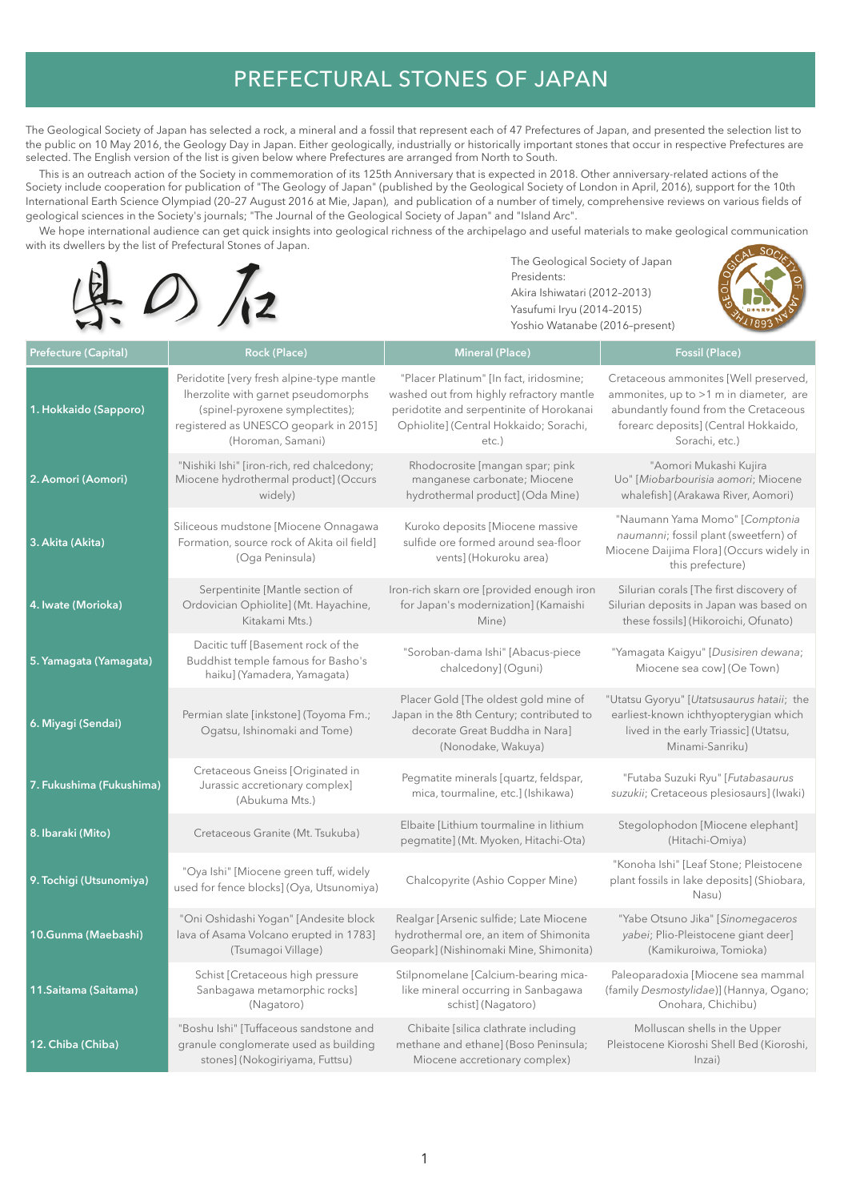# PREFECTURAL STONES OF JAPAN

The Geological Society of Japan has selected a rock, a mineral and a fossil that represent each of 47 Prefectures of Japan, and presented the selection list to the public on 10 May 2016, the Geology Day in Japan. Either geologically, industrially or historically important stones that occur in respective Prefectures are selected. The English version of the list is given below where Prefectures are arranged from North to South.

This is an outreach action of the Society in commemoration of its 125th Anniversary that is expected in 2018. Other anniversary-related actions of the Society include cooperation for publication of "The Geology of Japan" (published by the Geological Society of London in April, 2016), support for the 10th International Earth Science Olympiad (20–27 August 2016 at Mie, Japan), and publication of a number of timely, comprehensive reviews on various fields of geological sciences in the Society's journals; "The Journal of the Geological Society of Japan" and "Island Arc".

We hope international audience can get quick insights into geological richness of the archipelago and useful materials to make geological communication with its dwellers by the list of Prefectural Stones of Japan.

県の石

The Geological Society of Japan
Presidents:
Akira Ishiwatari (2012–2013)
Yasufumi Iryu (2014–2015)
Yoshio Watanabe (2016–present)

| Prefecture (Capital) | Rock (Place) | Mineral (Place) | Fossil (Place) |
|---|---|---|---|
| **1. Hokkaido (Sapporo)** | Peridotite [very fresh alpine-type mantle lherzolite with garnet pseudomorphs (spinel-pyroxene symplectites); registered as UNESCO geopark in 2015] (Horoman, Samani) | "Placer Platinum" [In fact, iridosmine; washed out from highly refractory mantle peridotite and serpentinite of Horokanai Ophiolite] (Central Hokkaido; Sorachi, etc.) | Cretaceous ammonites [Well preserved, ammonites, up to >1 m in diameter, are abundantly found from the Cretaceous forearc deposits] (Central Hokkaido, Sorachi, etc.) |
| **2. Aomori (Aomori)** | "Nishiki Ishi" [iron-rich, red chalcedony; Miocene hydrothermal product] (Occurs widely) | Rhodocrosite [mangan spar; pink manganese carbonate; Miocene hydrothermal product] (Oda Mine) | "Aomori Mukashi Kujira Uo" [*Miobarbourisia aomori*; Miocene whalefish] (Arakawa River, Aomori) |
| **3. Akita (Akita)** | Siliceous mudstone [Miocene Onnagawa Formation, source rock of Akita oil field] (Oga Peninsula) | Kuroko deposits [Miocene massive sulfide ore formed around sea-floor vents] (Hokuroku area) | "Naumann Yama Momo" [*Comptonia naumanni*; fossil plant (sweetfern) of Miocene Daijima Flora] (Occurs widely in this prefecture) |
| **4. Iwate (Morioka)** | Serpentinite [Mantle section of Ordovician Ophiolite] (Mt. Hayachine, Kitakami Mts.) | Iron-rich skarn ore [provided enough iron for Japan's modernization] (Kamaishi Mine) | Silurian corals [The first discovery of Silurian deposits in Japan was based on these fossils] (Hikoroichi, Ofunato) |
| **5. Yamagata (Yamagata)** | Dacitic tuff [Basement rock of the Buddhist temple famous for Basho's haiku] (Yamadera, Yamagata) | "Soroban-dama Ishi" [Abacus-piece chalcedony] (Oguni) | "Yamagata Kaigyu" [*Dusisiren dewana*; Miocene sea cow] (Oe Town) |
| **6. Miyagi (Sendai)** | Permian slate [inkstone] (Toyoma Fm.; Ogatsu, Ishinomaki and Tome) | Placer Gold [The oldest gold mine of Japan in the 8th Century; contributed to decorate Great Buddha in Nara] (Nonodake, Wakuya) | "Utatsu Gyoryu" [*Utatsusaurus hataii*; the earliest-known ichthyopterygian which lived in the early Triassic] (Utatsu, Minami-Sanriku) |
| **7. Fukushima (Fukushima)** | Cretaceous Gneiss [Originated in Jurassic accretionary complex] (Abukuma Mts.) | Pegmatite minerals [quartz, feldspar, mica, tourmaline, etc.] (Ishikawa) | "Futaba Suzuki Ryu" [*Futabasaurus suzukii*; Cretaceous plesiosaurs] (Iwaki) |
| **8. Ibaraki (Mito)** | Cretaceous Granite (Mt. Tsukuba) | Elbaite [Lithium tourmaline in lithium pegmatite] (Mt. Myoken, Hitachi-Ota) | Stegolophodon [Miocene elephant] (Hitachi-Omiya) |
| **9. Tochigi (Utsunomiya)** | "Oya Ishi" [Miocene green tuff, widely used for fence blocks] (Oya, Utsunomiya) | Chalcopyrite (Ashio Copper Mine) | "Konoha Ishi" [Leaf Stone; Pleistocene plant fossils in lake deposits] (Shiobara, Nasu) |
| **10. Gunma (Maebashi)** | "Oni Oshidashi Yogan" [Andesite block lava of Asama Volcano erupted in 1783] (Tsumagoi Village) | Realgar [Arsenic sulfide; Late Miocene hydrothermal ore, an item of Shimonita Geopark] (Nishinomaki Mine, Shimonita) | "Yabe Otsuno Jika" [*Sinomegaceros yabei*; Plio-Pleistocene giant deer] (Kamikuroiwa, Tomioka) |
| **11. Saitama (Saitama)** | Schist [Cretaceous high pressure Sanbagawa metamorphic rocks] (Nagatoro) | Stilpnomelane [Calcium-bearing mica-like mineral occurring in Sanbagawa schist] (Nagatoro) | Paleoparadoxia [Miocene sea mammal (family *Desmostylidae*)] (Hannya, Ogano; Onohara, Chichibu) |
| **12. Chiba (Chiba)** | "Boshu Ishi" [Tuffaceous sandstone and granule conglomerate used as building stones] (Nokogiriyama, Futtsu) | Chibaite [silica clathrate including methane and ethane] (Boso Peninsula; Miocene accretionary complex) | Molluscan shells in the Upper Pleistocene Kioroshi Shell Bed (Kioroshi, Inzai) |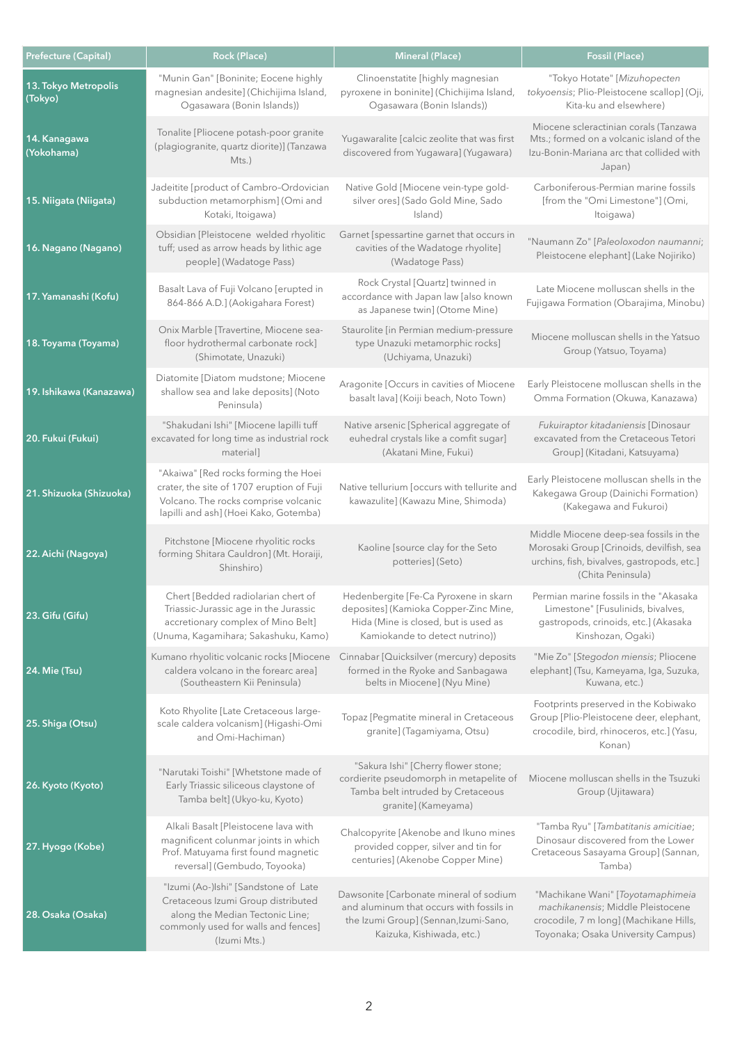| Prefecture (Capital) | Rock (Place) | Mineral (Place) | Fossil (Place) |
| --- | --- | --- | --- |
| **13. Tokyo Metropolis (Tokyo)** | "Munin Gan" [Boninite; Eocene highly magnesian andesite] (Chichijima Island, Ogasawara (Bonin Islands)) | Clinoenstatite [highly magnesian pyroxene in boninite] (Chichijima Island, Ogasawara (Bonin Islands)) | "Tokyo Hotate" [*Mizuhopecten tokyoensis*; Plio-Pleistocene scallop] (Oji, Kita-ku and elsewhere) |
| **14. Kanagawa (Yokohama)** | Tonalite [Pliocene potash-poor granite (plagiogranite, quartz diorite)] (Tanzawa Mts.) | Yugawaralite [calcic zeolite that was first discovered from Yugawara] (Yugawara) | Miocene scleractinian corals (Tanzawa Mts.; formed on a volcanic island of the Izu-Bonin-Mariana arc that collided with Japan) |
| **15. Niigata (Niigata)** | Jadeitite [product of Cambro-Ordovician subduction metamorphism] (Omi and Kotaki, Itoigawa) | Native Gold [Miocene vein-type gold-silver ores] (Sado Gold Mine, Sado Island) | Carboniferous-Permian marine fossils [from the "Omi Limestone"] (Omi, Itoigawa) |
| **16. Nagano (Nagano)** | Obsidian [Pleistocene welded rhyolitic tuff; used as arrow heads by lithic age people] (Wadatoge Pass) | Garnet [spessartine garnet that occurs in cavities of the Wadatoge rhyolite] (Wadatoge Pass) | "Naumann Zo" [*Paleoloxodon naumanni*; Pleistocene elephant] (Lake Nojiriko) |
| **17. Yamanashi (Kofu)** | Basalt Lava of Fuji Volcano [erupted in 864-866 A.D.] (Aokigahara Forest) | Rock Crystal [Quartz] twinned in accordance with Japan law [also known as Japanese twin] (Otome Mine) | Late Miocene molluscan shells in the Fujigawa Formation (Obarajima, Minobu) |
| **18. Toyama (Toyama)** | Onix Marble [Travertine, Miocene sea-floor hydrothermal carbonate rock] (Shimotate, Unazuki) | Staurolite [in Permian medium-pressure type Unazuki metamorphic rocks] (Uchiyama, Unazuki) | Miocene molluscan shells in the Yatsuo Group (Yatsuo, Toyama) |
| **19. Ishikawa (Kanazawa)** | Diatomite [Diatom mudstone; Miocene shallow sea and lake deposits] (Noto Peninsula) | Aragonite [Occurs in cavities of Miocene basalt lava] (Koiji beach, Noto Town) | Early Pleistocene molluscan shells in the Omma Formation (Okuwa, Kanazawa) |
| **20. Fukui (Fukui)** | "Shakudani Ishi" [Miocene lapilli tuff excavated for long time as industrial rock material] | Native arsenic [Spherical aggregate of euhedral crystals like a comfit sugar] (Akatani Mine, Fukui) | *Fukuiraptor kitadaniensis* [Dinosaur excavated from the Cretaceous Tetori Group] (Kitadani, Katsuyama) |
| **21. Shizuoka (Shizuoka)** | "Akaiwa" [Red rocks forming the Hoei crater, the site of 1707 eruption of Fuji Volcano. The rocks comprise volcanic lapilli and ash] (Hoei Kako, Gotemba) | Native tellurium [occurs with tellurite and kawazulite] (Kawazu Mine, Shimoda) | Early Pleistocene molluscan shells in the Kakegawa Group (Dainichi Formation) (Kakegawa and Fukuroi) |
| **22. Aichi (Nagoya)** | Pitchstone [Miocene rhyolitic rocks forming Shitara Cauldron] (Mt. Horaiji, Shinshiro) | Kaoline [source clay for the Seto potteries] (Seto) | Middle Miocene deep-sea fossils in the Morosaki Group [Crinoids, devilfish, sea urchins, fish, bivalves, gastropods, etc.] (Chita Peninsula) |
| **23. Gifu (Gifu)** | Chert [Bedded radiolarian chert of Triassic-Jurassic age in the Jurassic accretionary complex of Mino Belt] (Unuma, Kagamihara; Sakashuku, Kamo) | Hedenbergite [Fe-Ca Pyroxene in skarn depositesl (Kamioka Copper-Zinc Mine, Hida (Mine is closed, but is used as Kamiokande to detect nutrino)) | Permian marine fossils in the "Akasaka Limestone" [Fusulinids, bivalves, gastropods, crinoids, etc.] (Akasaka Kinshozan, Ogaki) |
| **24. Mie (Tsu)** | Kumano rhyolitic volcanic rocks [Miocene caldera volcano in the forearc area] (Southeastern Kii Peninsula) | Cinnabar [Quicksilver (mercury) deposits formed in the Ryoke and Sanbagawa belts in Miocene] (Nyu Mine) | "Mie Zo" [*Stegodon miensis*; Pliocene elephant] (Tsu, Kameyama, Iga, Suzuka, Kuwana, etc.) |
| **25. Shiga (Otsu)** | Koto Rhyolite [Late Cretaceous large-scale caldera volcanism] (Higashi-Omi and Omi-Hachiman) | Topaz [Pegmatite mineral in Cretaceous granite] (Tagamiyama, Otsu) | Footprints preserved in the Kobiwako Group [Plio-Pleistocene deer, elephant, crocodile, bird, rhinoceros, etc.] (Yasu, Konan) |
| **26. Kyoto (Kyoto)** | "Narutaki Toishi" [Whetstone made of Early Triassic siliceous claystone of Tamba belt] (Ukyo-ku, Kyoto) | "Sakura Ishi" [Cherry flower stone; cordierite pseudomorph in metapelite of Tamba belt intruded by Cretaceous granite] (Kameyama) | Miocene molluscan shells in the Tsuzuki Group (Ujitawara) |
| **27. Hyogo (Kobe)** | Alkali Basalt [Pleistocene lava with magnificent columnar joints in which Prof. Matuyama first found magnetic reversal] (Gembudo, Toyooka) | Chalcopyrite [Akenobe and Ikuno mines provided copper, silver and tin for centuries] (Akenobe Copper Mine) | "Tamba Ryu" [*Tambatitanis amicitiae*; Dinosaur discovered from the Lower Cretaceous Sasayama Group] (Sannan, Tamba) |
| **28. Osaka (Osaka)** | "Izumi (Ao-)Ishi" [Sandstone of Late Cretaceous Izumi Group distributed along the Median Tectonic Line; commonly used for walls and fences] (Izumi Mts.) | Dawsonite [Carbonate mineral of sodium and aluminum that occurs with fossils in the Izumi Group] (Sennan,Izumi-Sano, Kaizuka, Kishiwada, etc.) | "Machikane Wani" [*Toyotamaphimeia machikanensis*; Middle Pleistocene crocodile, 7 m long] (Machikane Hills, Toyonaka; Osaka University Campus) |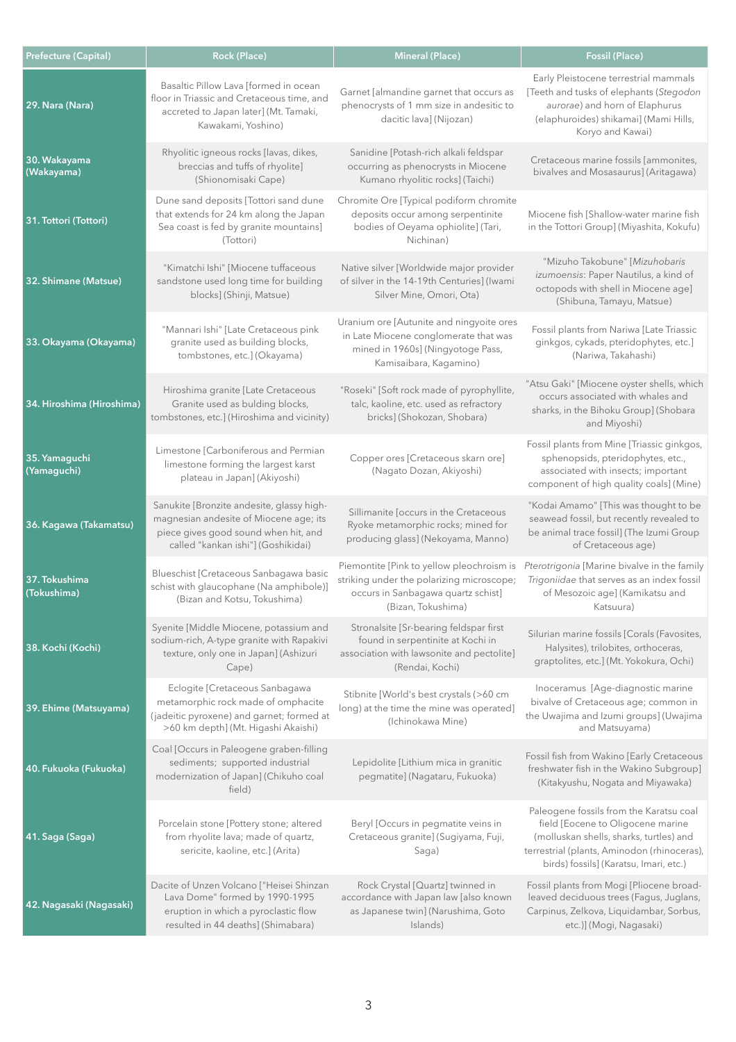| Prefecture (Capital) | Rock (Place) | Mineral (Place) | Fossil (Place) |
|---|---|---|---|
| 29. Nara (Nara) | Basaltic Pillow Lava [formed in ocean floor in Triassic and Cretaceous time, and accreted to Japan later] (Mt. Tamaki, Kawakami, Yoshino) | Garnet [almandine garnet that occurs as phenocrysts of 1 mm size in andesitic to dacitic lava] (Nijozan) | Early Pleistocene terrestrial mammals [Teeth and tusks of elephants (*Stegodon aurorae*) and horn of Elaphurus (elaphuroides) shikamai] (Mami Hills, Koryo and Kawai) |
| 30. Wakayama (Wakayama) | Rhyolitic igneous rocks [lavas, dikes, breccias and tuffs of rhyolite] (Shionomisaki Cape) | Sanidine [Potash-rich alkali feldspar occurring as phenocrysts in Miocene Kumano rhyolitic rocks] (Taichi) | Cretaceous marine fossils [ammonites, bivalves and Mosasaurus] (Aritagawa) |
| 31. Tottori (Tottori) | Dune sand deposits [Tottori sand dune that extends for 24 km along the Japan Sea coast is fed by granite mountains] (Tottori) | Chromite Ore [Typical podiform chromite deposits occur among serpentinite bodies of Oeyama ophiolite] (Tari, Nichinan) | Miocene fish [Shallow-water marine fish in the Tottori Group] (Miyashita, Kokufu) |
| 32. Shimane (Matsue) | "Kimatchi Ishi" [Miocene tuffaceous sandstone used long time for building blocks] (Shinji, Matsue) | Native silver [Worldwide major provider of silver in the 14-19th Centuries] (Iwami Silver Mine, Omori, Ota) | "Mizuho Takobune" [*Mizuhobaris izumoensis*: Paper Nautilus, a kind of octopods with shell in Miocene age] (Shibuna, Tamayu, Matsue) |
| 33. Okayama (Okayama) | "Mannari Ishi" [Late Cretaceous pink granite used as building blocks, tombstones, etc.] (Okayama) | Uranium ore [Autunite and ningyoite ores in Late Miocene conglomerate that was mined in 1960s] (Ningyotoge Pass, Kamisaibara, Kagamino) | Fossil plants from Nariwa [Late Triassic ginkgos, cykads, pteridophytes, etc.] (Nariwa, Takahashi) |
| 34. Hiroshima (Hiroshima) | Hiroshima granite [Late Cretaceous Granite used as bulding blocks, tombstones, etc.] (Hiroshima and vicinity) | "Roseki" [Soft rock made of pyrophyllite, talc, kaoline, etc. used as refractory bricks] (Shokozan, Shobara) | "Atsu Gaki" [Miocene oyster shells, which occurs associated with whales and sharks, in the Bihoku Group] (Shobara and Miyoshi) |
| 35. Yamaguchi (Yamaguchi) | Limestone [Carboniferous and Permian limestone forming the largest karst plateau in Japan] (Akiyoshi) | Copper ores [Cretaceous skarn ore] (Nagato Dozan, Akiyoshi) | Fossil plants from Mine [Triassic ginkgos, sphenopsids, pteridophytes, etc., associated with insects; important component of high quality coals] (Mine) |
| 36. Kagawa (Takamatsu) | Sanukite [Bronzite andesite, glassy high-magnesian andesite of Miocene age; its piece gives good sound when hit, and called "kankan ishi"] (Goshikidai) | Sillimanite [occurs in the Cretaceous Ryoke metamorphic rocks; mined for producing glass] (Nekoyama, Manno) | "Kodai Amamo" [This was thought to be seawead fossil, but recently revealed to be animal trace fossil] (The Izumi Group of Cretaceous age) |
| 37. Tokushima (Tokushima) | Blueschist [Cretaceous Sanbagawa basic schist with glaucophane (Na amphibole)] (Bizan and Kotsu, Tokushima) | Piemontite [Pink to yellow pleochroism is striking under the polarizing microscope; occurs in Sanbagawa quartz schist] (Bizan, Tokushima) | *Pterotrigonia* [Marine bivalve in the family *Trigoniidae* that serves as an index fossil of Mesozoic age] (Kamikatsu and Katsuura) |
| 38. Kochi (Kochi) | Syenite [Middle Miocene, potassium and sodium-rich, A-type granite with Rapakivi texture, only one in Japan] (Ashizuri Cape) | Stronalsite [Sr-bearing feldspar first found in serpentinite at Kochi in association with lawsonite and pectolite] (Rendai, Kochi) | Silurian marine fossils [Corals (Favosites, Halysites), trilobites, orthoceras, graptolites, etc.] (Mt. Yokokura, Ochi) |
| 39. Ehime (Matsuyama) | Eclogite [Cretaceous Sanbagawa metamorphic rock made of omphacite (jadeitic pyroxene) and garnet; formed at >60 km depth] (Mt. Higashi Akaishi) | Stibnite [World's best crystals (>60 cm long) at the time the mine was operated] (Ichinokawa Mine) | Inoceramus [Age-diagnostic marine bivalve of Cretaceous age; common in the Uwajima and Izumi groups] (Uwajima and Matsuyama) |
| 40. Fukuoka (Fukuoka) | Coal [Occurs in Paleogene graben-filling sediments; supported industrial modernization of Japan] (Chikuho coal field) | Lepidolite [Lithium mica in granitic pegmatite] (Nagataru, Fukuoka) | Fossil fish from Wakino [Early Cretaceous freshwater fish in the Wakino Subgroup] (Kitakyushu, Nogata and Miyawaka) |
| 41. Saga (Saga) | Porcelain stone [Pottery stone; altered from rhyolite lava; made of quartz, sericite, kaoline, etc.] (Arita) | Beryl [Occurs in pegmatite veins in Cretaceous granite] (Sugiyama, Fuji, Saga) | Paleogene fossils from the Karatsu coal field [Eocene to Oligocene marine (molluskan shells, sharks, turtles) and terrestrial (plants, Aminodon (rhinoceras), birds) fossils] (Karatsu, Imari, etc.) |
| 42. Nagasaki (Nagasaki) | Dacite of Unzen Volcano ["Heisei Shinzan Lava Dome" formed by 1990-1995 eruption in which a pyroclastic flow resulted in 44 deaths] (Shimabara) | Rock Crystal [Quartz] twinned in accordance with Japan law [also known as Japanese twin] (Narushima, Goto Islands) | Fossil plants from Mogi [Pliocene broad-leaved deciduous trees (Fagus, Juglans, Carpinus, Zelkova, Liquidambar, Sorbus, etc.)] (Mogi, Nagasaki) |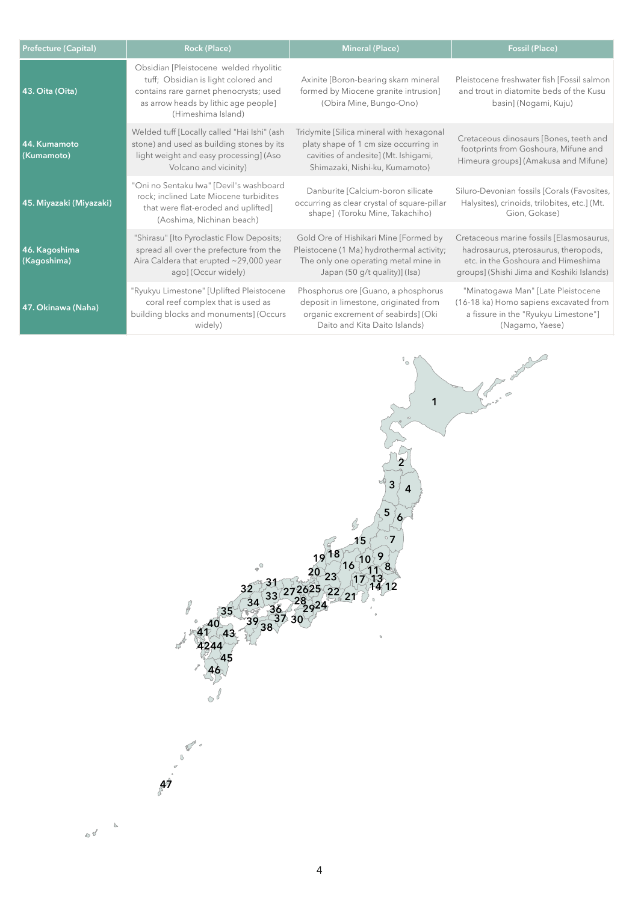| Prefecture (Capital) | Rock (Place) | Mineral (Place) | Fossil (Place) |
|---|---|---|---|
| 43. Oita (Oita) | Obsidian [Pleistocene welded rhyolitic tuff; Obsidian is light colored and contains rare garnet phenocrysts; used as arrow heads by lithic age people] (Himeshima Island) | Axinite [Boron-bearing skarn mineral formed by Miocene granite intrusion] (Obira Mine, Bungo-Ono) | Pleistocene freshwater fish [Fossil salmon and trout in diatomite beds of the Kusu basin] (Nogami, Kuju) |
| 44. Kumamoto (Kumamoto) | Welded tuff [Locally called "Hai Ishi" (ash stone) and used as building stones by its light weight and easy processing] (Aso Volcano and vicinity) | Tridymite [Silica mineral with hexagonal platy shape of 1 cm size occurring in cavities of andesite] (Mt. Ishigami, Shimazaki, Nishi-ku, Kumamoto) | Cretaceous dinosaurs [Bones, teeth and footprints from Goshoura, Mifune and Himeura groups] (Amakusa and Mifune) |
| 45. Miyazaki (Miyazaki) | "Oni no Sentaku Iwa" [Devil's washboard rock; inclined Late Miocene turbidites that were flat-eroded and uplifted] (Aoshima, Nichinan beach) | Danburite [Calcium-boron silicate occurring as clear crystal of square-pillar shape] (Toroku Mine, Takachiho) | Siluro-Devonian fossils [Corals (Favosites, Halysites), crinoids, trilobites, etc.] (Mt. Gion, Gokase) |
| 46. Kagoshima (Kagoshima) | "Shirasu" [Ito Pyroclastic Flow Deposits; spread all over the prefecture from the Aira Caldera that erupted ~29,000 year ago] (Occur widely) | Gold Ore of Hishikari Mine [Formed by Pleistocene (1 Ma) hydrothermal activity; The only one operating metal mine in Japan (50 g/t quality)] (Isa) | Cretaceous marine fossils [Elasmosaurus, hadrosaurus, pterosaurus, theropods, etc. in the Goshoura and Himeshima groups] (Shishi Jima and Koshiki Islands) |
| 47. Okinawa (Naha) | "Ryukyu Limestone" [Uplifted Pleistocene coral reef complex that is used as building blocks and monuments] (Occurs widely) | Phosphorus ore [Guano, a phosphorus deposit in limestone, originated from organic excrement of seabirds] (Oki Daito and Kita Daito Islands) | "Minatogawa Man" [Late Pleistocene (16-18 ka) Homo sapiens excavated from a fissure in the "Ryukyu Limestone"] (Nagamo, Yaese) |

1 2 3 4 5 6 7 8 9 10 11 12 13 14 15 16 17 18 19 20 21 22 23 24 25 26 27 28 29 30 31 32 33 34 35 36 37 38 39 40 41 42 43 44 45 46 47